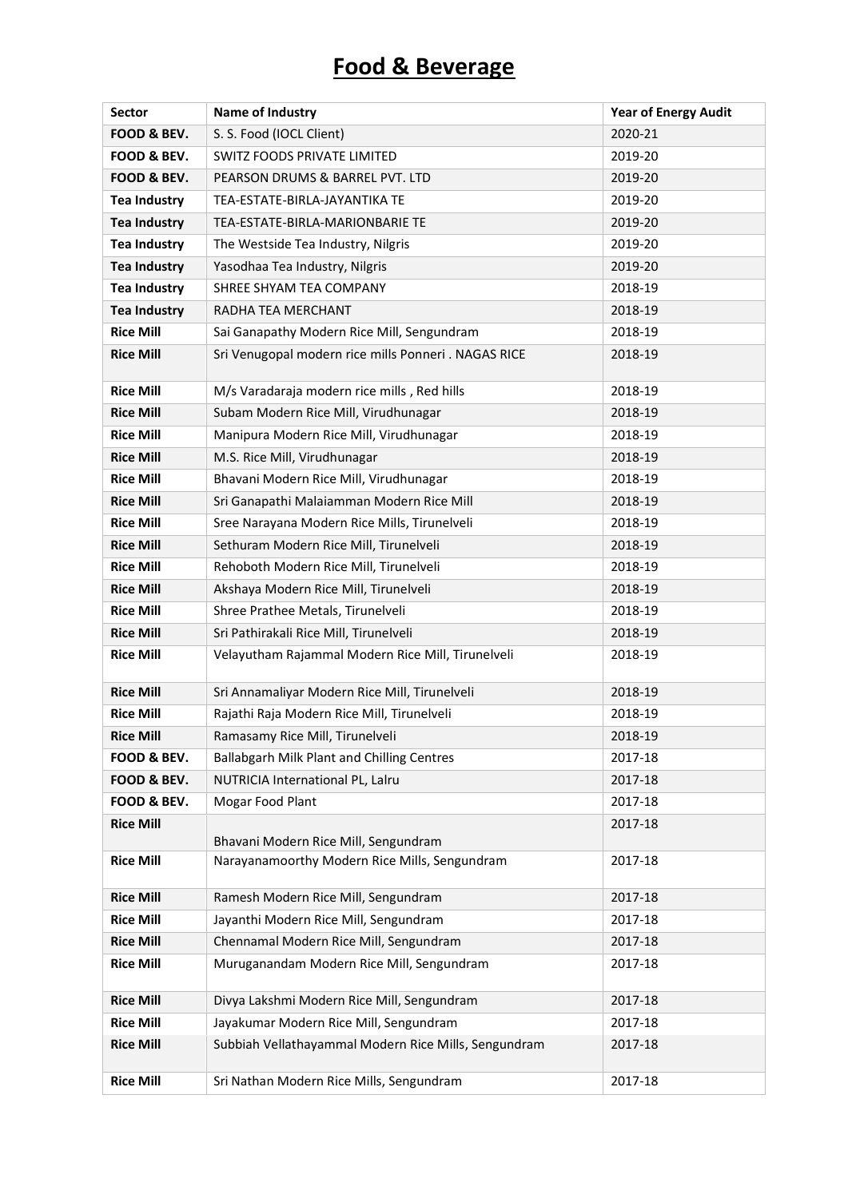# Food & Beverage

| Sector | Name of Industry | Year of Energy Audit |
| --- | --- | --- |
| **FOOD & BEV.** | S. S. Food (IOCL Client) | 2020-21 |
| **FOOD & BEV.** | SWITZ FOODS PRIVATE LIMITED | 2019-20 |
| **FOOD & BEV.** | PEARSON DRUMS & BARREL PVT. LTD | 2019-20 |
| **Tea Industry** | TEA-ESTATE-BIRLA-JAYANTIKA TE | 2019-20 |
| **Tea Industry** | TEA-ESTATE-BIRLA-MARIONBARIE TE | 2019-20 |
| **Tea Industry** | The Westside Tea Industry, Nilgris | 2019-20 |
| **Tea Industry** | Yasodhaa Tea Industry, Nilgris | 2019-20 |
| **Tea Industry** | SHREE SHYAM TEA COMPANY | 2018-19 |
| **Tea Industry** | RADHA TEA MERCHANT | 2018-19 |
| **Rice Mill** | Sai Ganapathy Modern Rice Mill, Sengundram | 2018-19 |
| **Rice Mill** | Sri Venugopal modern rice mills Ponneri . NAGAS RICE | 2018-19 |
| **Rice Mill** | M/s Varadaraja modern rice mills , Red hills | 2018-19 |
| **Rice Mill** | Subam Modern Rice Mill, Virudhunagar | 2018-19 |
| **Rice Mill** | Manipura Modern Rice Mill, Virudhunagar | 2018-19 |
| **Rice Mill** | M.S. Rice Mill, Virudhunagar | 2018-19 |
| **Rice Mill** | Bhavani Modern Rice Mill, Virudhunagar | 2018-19 |
| **Rice Mill** | Sri Ganapathi Malaiamman Modern Rice Mill | 2018-19 |
| **Rice Mill** | Sree Narayana Modern Rice Mills, Tirunelveli | 2018-19 |
| **Rice Mill** | Sethuram Modern Rice Mill, Tirunelveli | 2018-19 |
| **Rice Mill** | Rehoboth Modern Rice Mill, Tirunelveli | 2018-19 |
| **Rice Mill** | Akshaya Modern Rice Mill, Tirunelveli | 2018-19 |
| **Rice Mill** | Shree Prathee Metals, Tirunelveli | 2018-19 |
| **Rice Mill** | Sri Pathirakali Rice Mill, Tirunelveli | 2018-19 |
| **Rice Mill** | Velayutham Rajammal Modern Rice Mill, Tirunelveli | 2018-19 |
| **Rice Mill** | Sri Annamaliyar Modern Rice Mill, Tirunelveli | 2018-19 |
| **Rice Mill** | Rajathi Raja Modern Rice Mill, Tirunelveli | 2018-19 |
| **Rice Mill** | Ramasamy Rice Mill, Tirunelveli | 2018-19 |
| **FOOD & BEV.** | Ballabgarh Milk Plant and Chilling Centres | 2017-18 |
| **FOOD & BEV.** | NUTRICIA International PL, Lalru | 2017-18 |
| **FOOD & BEV.** | Mogar Food Plant | 2017-18 |
| **Rice Mill** | Bhavani Modern Rice Mill, Sengundram | 2017-18 |
| **Rice Mill** | Narayanamoorthy Modern Rice Mills, Sengundram | 2017-18 |
| **Rice Mill** | Ramesh Modern Rice Mill, Sengundram | 2017-18 |
| **Rice Mill** | Jayanthi Modern Rice Mill, Sengundram | 2017-18 |
| **Rice Mill** | Chennamal Modern Rice Mill, Sengundram | 2017-18 |
| **Rice Mill** | Muruganandam Modern Rice Mill, Sengundram | 2017-18 |
| **Rice Mill** | Divya Lakshmi Modern Rice Mill, Sengundram | 2017-18 |
| **Rice Mill** | Jayakumar Modern Rice Mill, Sengundram | 2017-18 |
| **Rice Mill** | Subbiah Vellathayammal Modern Rice Mills, Sengundram | 2017-18 |
| **Rice Mill** | Sri Nathan Modern Rice Mills, Sengundram | 2017-18 |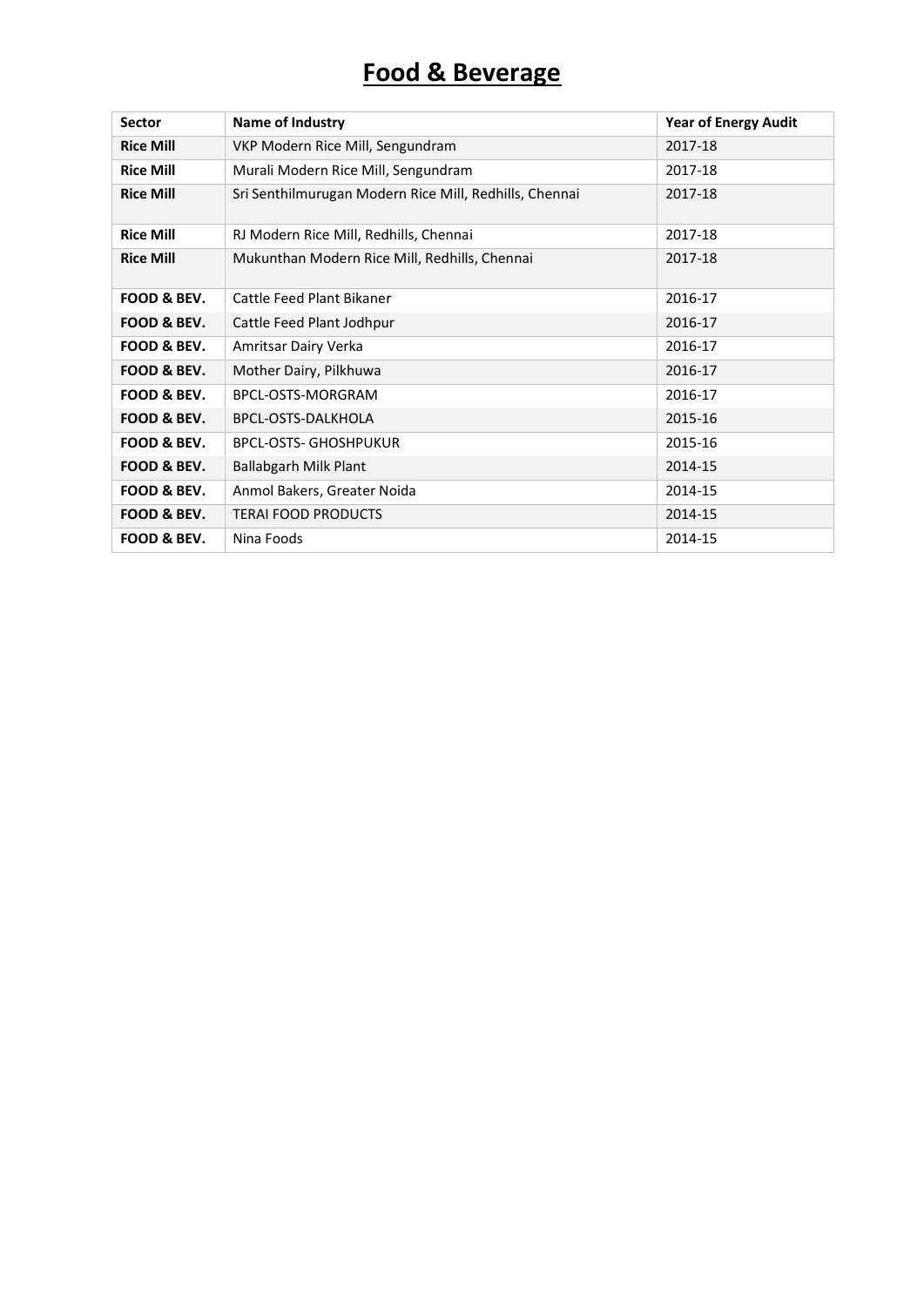# Food & Beverage

| Sector | Name of Industry | Year of Energy Audit |
|---|---|---|
| **Rice Mill** | VKP Modern Rice Mill, Sengundram | 2017-18 |
| **Rice Mill** | Murali Modern Rice Mill, Sengundram | 2017-18 |
| **Rice Mill** | Sri Senthilmurugan Modern Rice Mill, Redhills, Chennai | 2017-18 |
| **Rice Mill** | RJ Modern Rice Mill, Redhills, Chennai | 2017-18 |
| **Rice Mill** | Mukunthan Modern Rice Mill, Redhills, Chennai | 2017-18 |
| **FOOD & BEV.** | Cattle Feed Plant Bikaner | 2016-17 |
| **FOOD & BEV.** | Cattle Feed Plant Jodhpur | 2016-17 |
| **FOOD & BEV.** | Amritsar Dairy Verka | 2016-17 |
| **FOOD & BEV.** | Mother Dairy, Pilkhuwa | 2016-17 |
| **FOOD & BEV.** | BPCL-OSTS-MORGRAM | 2016-17 |
| **FOOD & BEV.** | BPCL-OSTS-DALKHOLA | 2015-16 |
| **FOOD & BEV.** | BPCL-OSTS- GHOSHPUKUR | 2015-16 |
| **FOOD & BEV.** | Ballabgarh Milk Plant | 2014-15 |
| **FOOD & BEV.** | Anmol Bakers, Greater Noida | 2014-15 |
| **FOOD & BEV.** | TERAI FOOD PRODUCTS | 2014-15 |
| **FOOD & BEV.** | Nina Foods | 2014-15 |